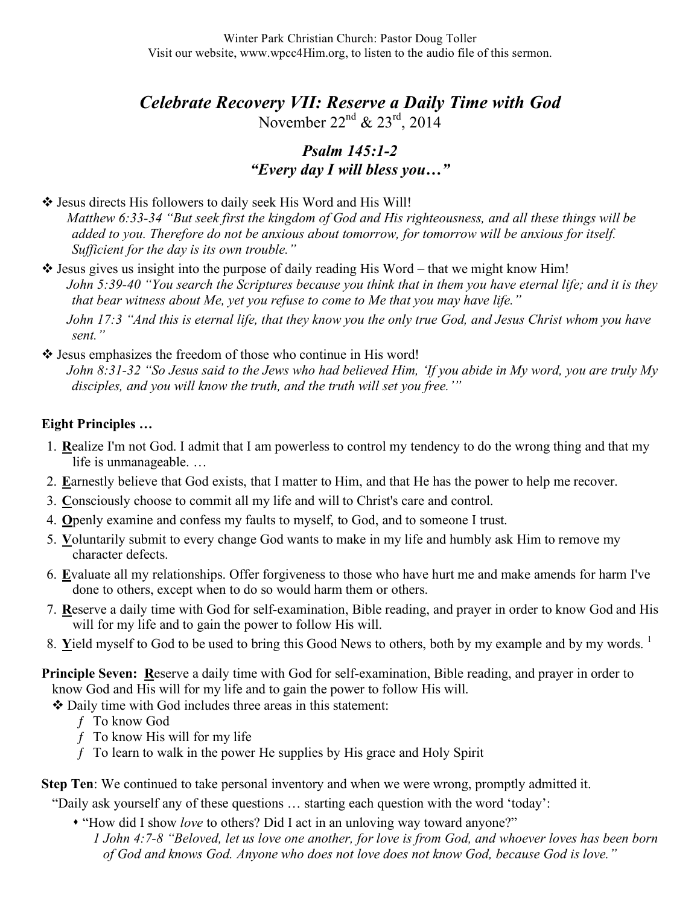Winter Park Christian Church: Pastor Doug Toller
Visit our website, www.wpcc4Him.org, to listen to the audio file of this sermon.

# *Celebrate Recovery VII: Reserve a Daily Time with God*

November 22nd & 23rd, 2014

## *Psalm 145:1-2*
## *"Every day I will bless you…"*

- ❖ Jesus directs His followers to daily seek His Word and His Will!
  *Matthew 6:33-34 "But seek first the kingdom of God and His righteousness, and all these things will be added to you. Therefore do not be anxious about tomorrow, for tomorrow will be anxious for itself. Sufficient for the day is its own trouble."*
- ❖ Jesus gives us insight into the purpose of daily reading His Word – that we might know Him!
  *John 5:39-40 "You search the Scriptures because you think that in them you have eternal life; and it is they that bear witness about Me, yet you refuse to come to Me that you may have life."*

  *John 17:3 "And this is eternal life, that they know you the only true God, and Jesus Christ whom you have sent."*
- ❖ Jesus emphasizes the freedom of those who continue in His word!
  *John 8:31-32 "So Jesus said to the Jews who had believed Him, 'If you abide in My word, you are truly My disciples, and you will know the truth, and the truth will set you free.'"*

**Eight Principles …**

1. **R**ealize I'm not God. I admit that I am powerless to control my tendency to do the wrong thing and that my life is unmanageable. …
2. **E**arnestly believe that God exists, that I matter to Him, and that He has the power to help me recover.
3. **C**onsciously choose to commit all my life and will to Christ's care and control.
4. **O**penly examine and confess my faults to myself, to God, and to someone I trust.
5. **V**oluntarily submit to every change God wants to make in my life and humbly ask Him to remove my character defects.
6. **E**valuate all my relationships. Offer forgiveness to those who have hurt me and make amends for harm I've done to others, except when to do so would harm them or others.
7. **R**eserve a daily time with God for self-examination, Bible reading, and prayer in order to know God and His will for my life and to gain the power to follow His will.
8. **Y**ield myself to God to be used to bring this Good News to others, both by my example and by my words. [1]

**Principle Seven:** **R**eserve a daily time with God for self-examination, Bible reading, and prayer in order to know God and His will for my life and to gain the power to follow His will.

- ❖ Daily time with God includes three areas in this statement:
  - To know God
  - To know His will for my life
  - To learn to walk in the power He supplies by His grace and Holy Spirit

**Step Ten**: We continued to take personal inventory and when we were wrong, promptly admitted it.

"Daily ask yourself any of these questions … starting each question with the word 'today':

- "How did I show *love* to others? Did I act in an unloving way toward anyone?"
  *1 John 4:7-8 "Beloved, let us love one another, for love is from God, and whoever loves has been born of God and knows God. Anyone who does not love does not know God, because God is love."*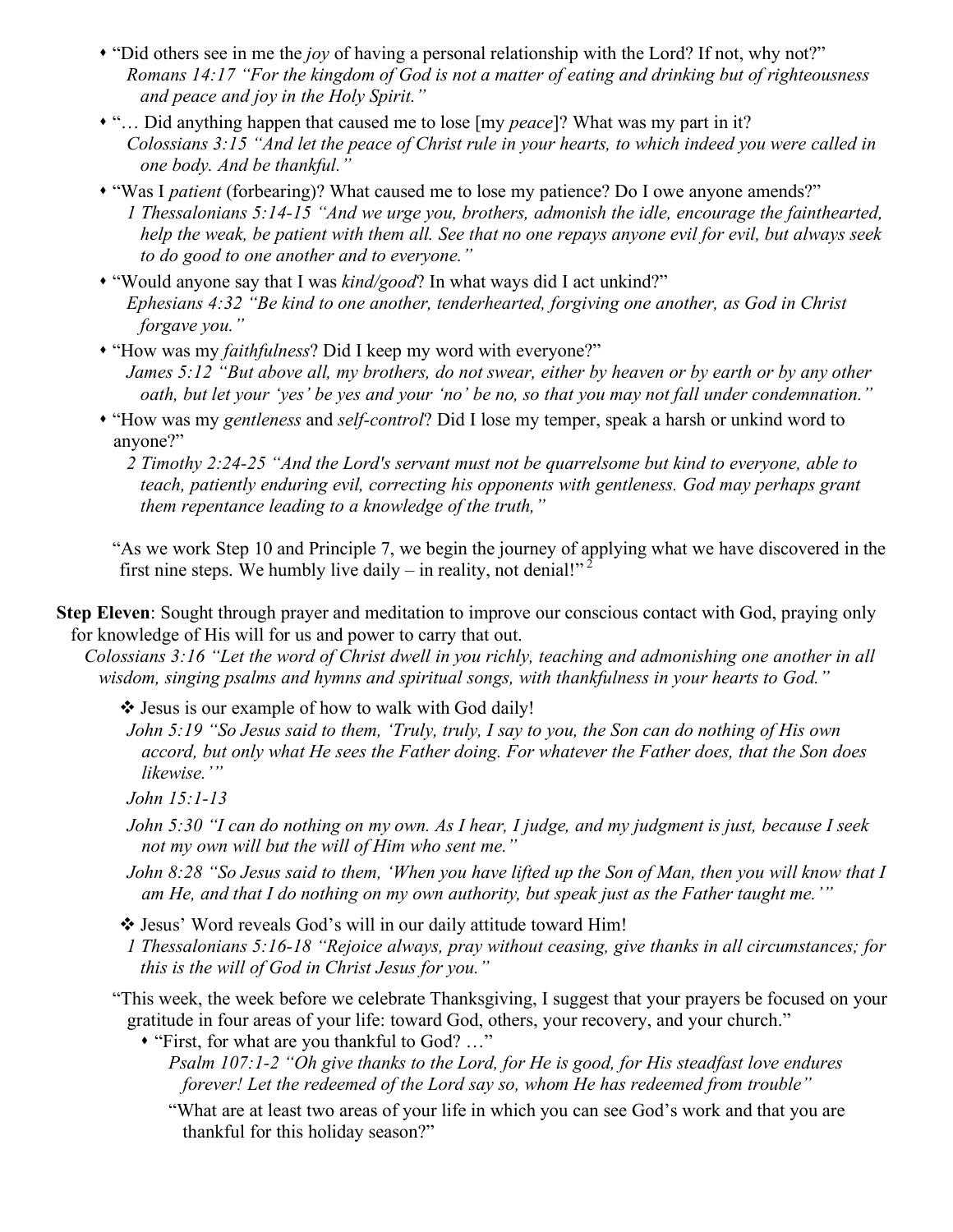- "Did others see in me the *joy* of having a personal relationship with the Lord? If not, why not?"
  *Romans 14:17 "For the kingdom of God is not a matter of eating and drinking but of righteousness and peace and joy in the Holy Spirit."*
- "… Did anything happen that caused me to lose [my *peace*]? What was my part in it?
  *Colossians 3:15 "And let the peace of Christ rule in your hearts, to which indeed you were called in one body. And be thankful."*
- "Was I *patient* (forbearing)? What caused me to lose my patience? Do I owe anyone amends?"
  *1 Thessalonians 5:14-15 "And we urge you, brothers, admonish the idle, encourage the fainthearted, help the weak, be patient with them all. See that no one repays anyone evil for evil, but always seek to do good to one another and to everyone."*
- "Would anyone say that I was *kind/good*? In what ways did I act unkind?"
  *Ephesians 4:32 "Be kind to one another, tenderhearted, forgiving one another, as God in Christ forgave you."*
- "How was my *faithfulness*? Did I keep my word with everyone?"
  *James 5:12 "But above all, my brothers, do not swear, either by heaven or by earth or by any other oath, but let your 'yes' be yes and your 'no' be no, so that you may not fall under condemnation."*
- "How was my *gentleness* and *self-control*? Did I lose my temper, speak a harsh or unkind word to anyone?"
  *2 Timothy 2:24-25 "And the Lord's servant must not be quarrelsome but kind to everyone, able to teach, patiently enduring evil, correcting his opponents with gentleness. God may perhaps grant them repentance leading to a knowledge of the truth,"*

"As we work Step 10 and Principle 7, we begin the journey of applying what we have discovered in the first nine steps. We humbly live daily – in reality, not denial!"[2]

**Step Eleven**: Sought through prayer and meditation to improve our conscious contact with God, praying only for knowledge of His will for us and power to carry that out.

*Colossians 3:16 "Let the word of Christ dwell in you richly, teaching and admonishing one another in all wisdom, singing psalms and hymns and spiritual songs, with thankfulness in your hearts to God."*

- ❖ Jesus is our example of how to walk with God daily!

  *John 5:19 "So Jesus said to them, 'Truly, truly, I say to you, the Son can do nothing of His own accord, but only what He sees the Father doing. For whatever the Father does, that the Son does likewise.'"*

  *John 15:1-13*

  *John 5:30 "I can do nothing on my own. As I hear, I judge, and my judgment is just, because I seek not my own will but the will of Him who sent me."*

  *John 8:28 "So Jesus said to them, 'When you have lifted up the Son of Man, then you will know that I am He, and that I do nothing on my own authority, but speak just as the Father taught me.'"*

- ❖ Jesus' Word reveals God's will in our daily attitude toward Him!

  *1 Thessalonians 5:16-18 "Rejoice always, pray without ceasing, give thanks in all circumstances; for this is the will of God in Christ Jesus for you."*

"This week, the week before we celebrate Thanksgiving, I suggest that your prayers be focused on your gratitude in four areas of your life: toward God, others, your recovery, and your church."

- "First, for what are you thankful to God? …"

  *Psalm 107:1-2 "Oh give thanks to the Lord, for He is good, for His steadfast love endures forever! Let the redeemed of the Lord say so, whom He has redeemed from trouble"*

  "What are at least two areas of your life in which you can see God's work and that you are thankful for this holiday season?"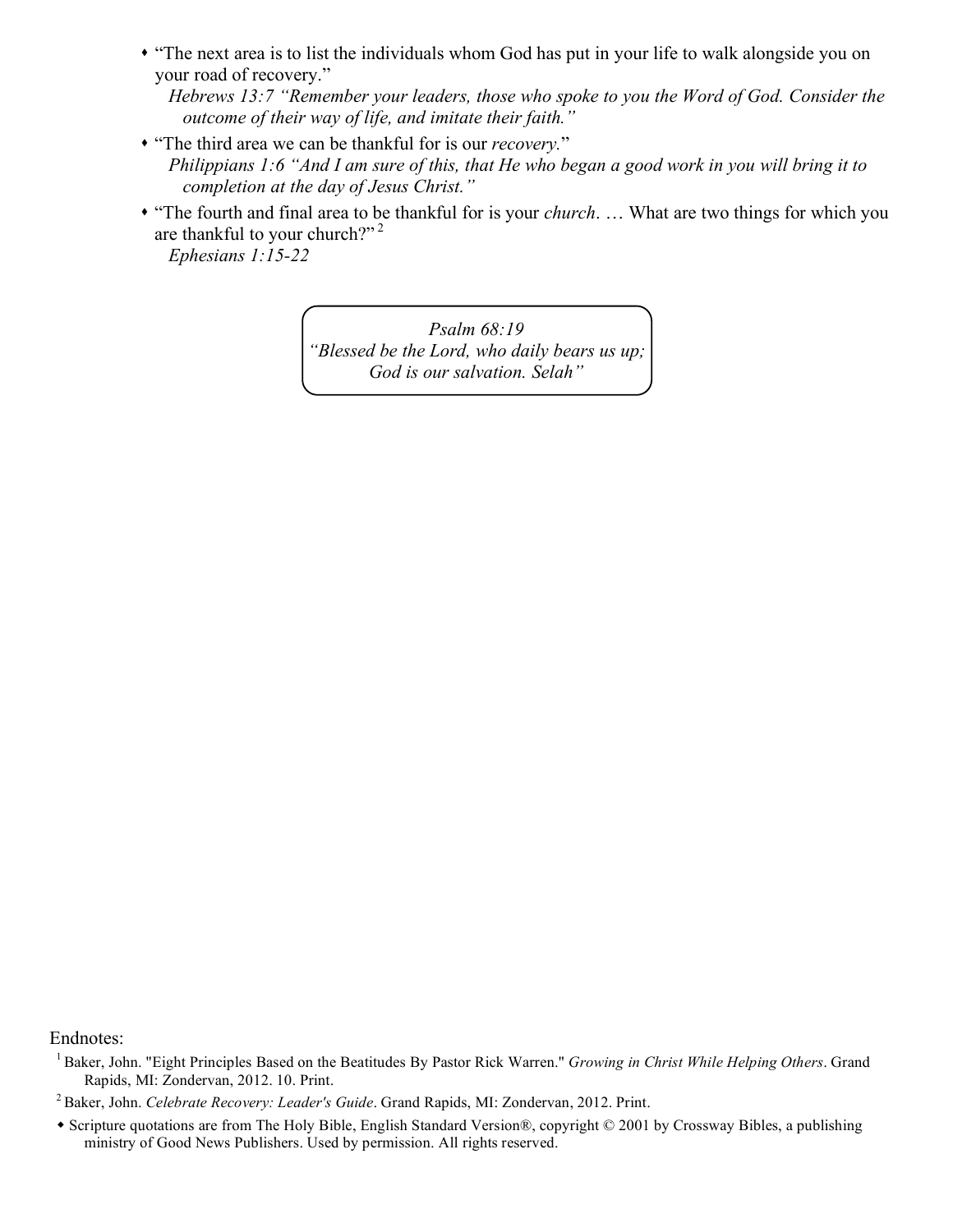- "The next area is to list the individuals whom God has put in your life to walk alongside you on your road of recovery."
  *Hebrews 13:7 "Remember your leaders, those who spoke to you the Word of God. Consider the outcome of their way of life, and imitate their faith."*
- "The third area we can be thankful for is our *recovery.*"
  *Philippians 1:6 "And I am sure of this, that He who began a good work in you will bring it to completion at the day of Jesus Christ."*
- "The fourth and final area to be thankful for is your *church*. … What are two things for which you are thankful to your church?"[2]
  *Ephesians 1:15-22*

> *Psalm 68:19*
> *"Blessed be the Lord, who daily bears us up;*
> *God is our salvation. Selah"*

Endnotes:

[1] Baker, John. "Eight Principles Based on the Beatitudes By Pastor Rick Warren." *Growing in Christ While Helping Others*. Grand Rapids, MI: Zondervan, 2012. 10. Print.

[2] Baker, John. *Celebrate Recovery: Leader's Guide*. Grand Rapids, MI: Zondervan, 2012. Print.

- Scripture quotations are from The Holy Bible, English Standard Version®, copyright © 2001 by Crossway Bibles, a publishing ministry of Good News Publishers. Used by permission. All rights reserved.